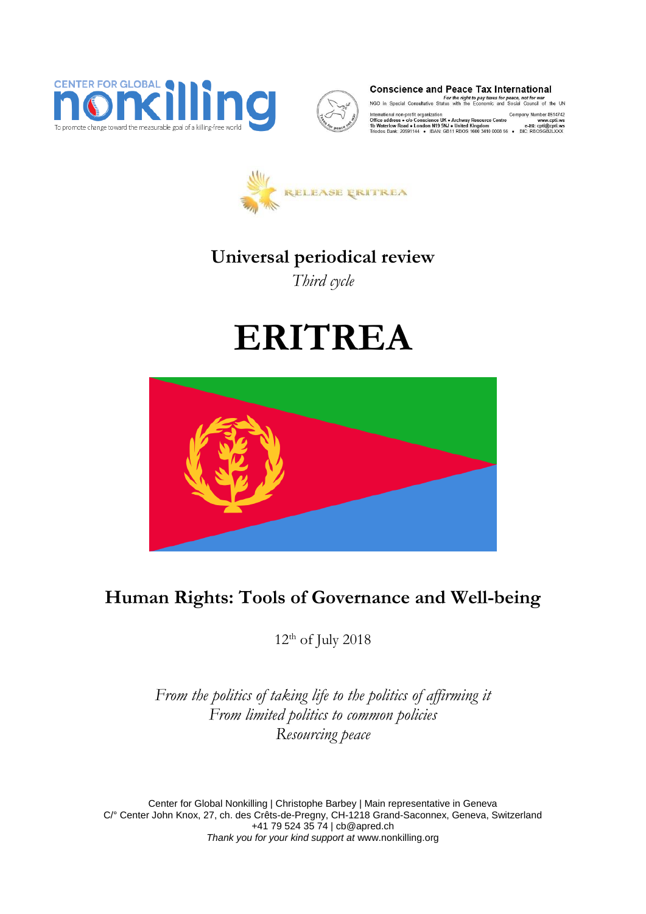CENTER FOR GLOBAL nonkilling

To promote change toward the measurable goal of a killing-free world

**Conscience and Peace Tax International**

*For the right to pay taxes for peace, not for war*

NGO in Special Consultative Status with the Economic and Social Council of the UN

International non-profit organization
Office address • c/o Conscience UK • Archway Resource Centre
1b Waterlow Road • London N19 5NJ • United Kingdom
Triodos Bank: 20591144 • IBAN: GB11 RBOS 1600 3410 0008 56 • BIC: RBOSGB2LXXX

Company Number 8514742
www.cpti.ws
e-mail: cpti@cpti.ws

RELEASE ERITREA

# Universal periodical review

*Third cycle*

# ERITREA

## Human Rights: Tools of Governance and Well-being

12th of July 2018

*From the politics of taking life to the politics of affirming it*
*From limited politics to common policies*
*Resourcing peace*

Center for Global Nonkilling | Christophe Barbey | Main representative in Geneva
C/° Center John Knox, 27, ch. des Crêts-de-Pregny, CH-1218 Grand-Saconnex, Geneva, Switzerland
+41 79 524 35 74 | cb@apred.ch
*Thank you for your kind support at* www.nonkilling.org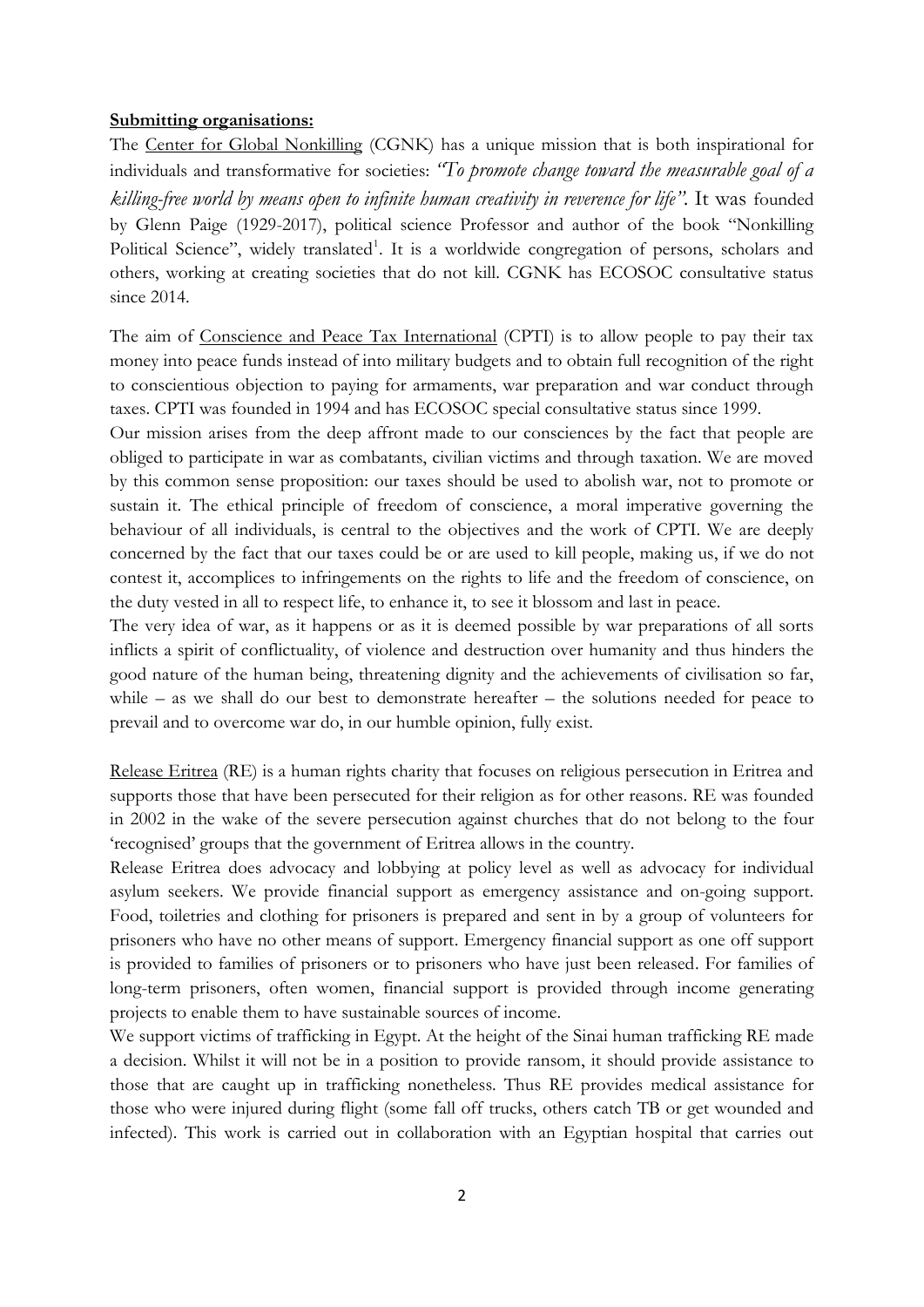**Submitting organisations:**

The Center for Global Nonkilling (CGNK) has a unique mission that is both inspirational for individuals and transformative for societies: *"To promote change toward the measurable goal of a killing-free world by means open to infinite human creativity in reverence for life"*. It was founded by Glenn Paige (1929-2017), political science Professor and author of the book "Nonkilling Political Science", widely translated[1]. It is a worldwide congregation of persons, scholars and others, working at creating societies that do not kill. CGNK has ECOSOC consultative status since 2014.

The aim of Conscience and Peace Tax International (CPTI) is to allow people to pay their tax money into peace funds instead of into military budgets and to obtain full recognition of the right to conscientious objection to paying for armaments, war preparation and war conduct through taxes. CPTI was founded in 1994 and has ECOSOC special consultative status since 1999.

Our mission arises from the deep affront made to our consciences by the fact that people are obliged to participate in war as combatants, civilian victims and through taxation. We are moved by this common sense proposition: our taxes should be used to abolish war, not to promote or sustain it. The ethical principle of freedom of conscience, a moral imperative governing the behaviour of all individuals, is central to the objectives and the work of CPTI. We are deeply concerned by the fact that our taxes could be or are used to kill people, making us, if we do not contest it, accomplices to infringements on the rights to life and the freedom of conscience, on the duty vested in all to respect life, to enhance it, to see it blossom and last in peace.

The very idea of war, as it happens or as it is deemed possible by war preparations of all sorts inflicts a spirit of conflictuality, of violence and destruction over humanity and thus hinders the good nature of the human being, threatening dignity and the achievements of civilisation so far, while – as we shall do our best to demonstrate hereafter – the solutions needed for peace to prevail and to overcome war do, in our humble opinion, fully exist.

Release Eritrea (RE) is a human rights charity that focuses on religious persecution in Eritrea and supports those that have been persecuted for their religion as for other reasons. RE was founded in 2002 in the wake of the severe persecution against churches that do not belong to the four 'recognised' groups that the government of Eritrea allows in the country.

Release Eritrea does advocacy and lobbying at policy level as well as advocacy for individual asylum seekers. We provide financial support as emergency assistance and on-going support. Food, toiletries and clothing for prisoners is prepared and sent in by a group of volunteers for prisoners who have no other means of support. Emergency financial support as one off support is provided to families of prisoners or to prisoners who have just been released. For families of long-term prisoners, often women, financial support is provided through income generating projects to enable them to have sustainable sources of income.

We support victims of trafficking in Egypt. At the height of the Sinai human trafficking RE made a decision. Whilst it will not be in a position to provide ransom, it should provide assistance to those that are caught up in trafficking nonetheless. Thus RE provides medical assistance for those who were injured during flight (some fall off trucks, others catch TB or get wounded and infected). This work is carried out in collaboration with an Egyptian hospital that carries out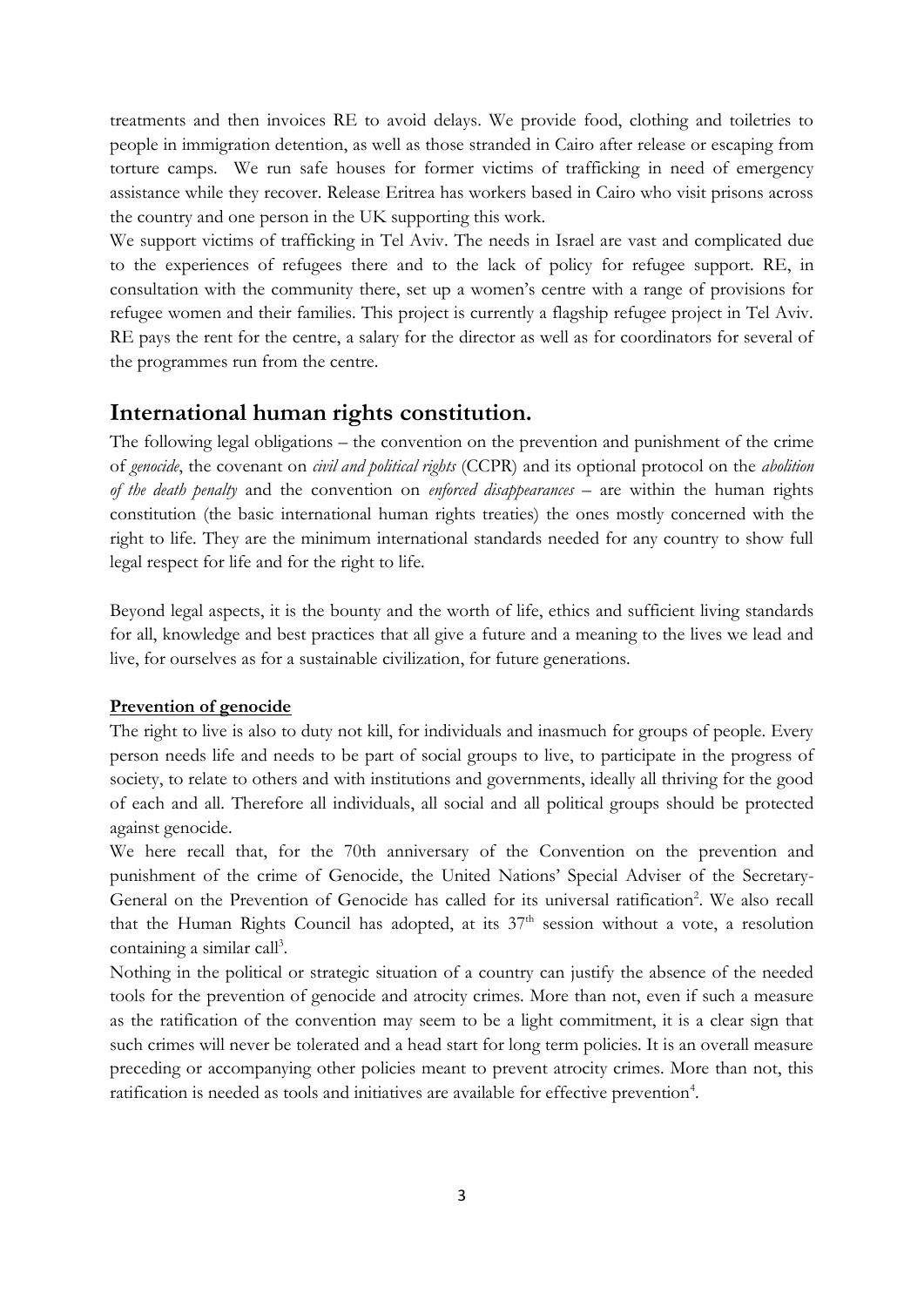treatments and then invoices RE to avoid delays. We provide food, clothing and toiletries to people in immigration detention, as well as those stranded in Cairo after release or escaping from torture camps. We run safe houses for former victims of trafficking in need of emergency assistance while they recover. Release Eritrea has workers based in Cairo who visit prisons across the country and one person in the UK supporting this work.

We support victims of trafficking in Tel Aviv. The needs in Israel are vast and complicated due to the experiences of refugees there and to the lack of policy for refugee support. RE, in consultation with the community there, set up a women's centre with a range of provisions for refugee women and their families. This project is currently a flagship refugee project in Tel Aviv. RE pays the rent for the centre, a salary for the director as well as for coordinators for several of the programmes run from the centre.

## International human rights constitution.

The following legal obligations – the convention on the prevention and punishment of the crime of *genocide*, the covenant on *civil and political rights* (CCPR) and its optional protocol on the *abolition of the death penalty* and the convention on *enforced disappearances* – are within the human rights constitution (the basic international human rights treaties) the ones mostly concerned with the right to life. They are the minimum international standards needed for any country to show full legal respect for life and for the right to life.

Beyond legal aspects, it is the bounty and the worth of life, ethics and sufficient living standards for all, knowledge and best practices that all give a future and a meaning to the lives we lead and live, for ourselves as for a sustainable civilization, for future generations.

### Prevention of genocide

The right to live is also to duty not kill, for individuals and inasmuch for groups of people. Every person needs life and needs to be part of social groups to live, to participate in the progress of society, to relate to others and with institutions and governments, ideally all thriving for the good of each and all. Therefore all individuals, all social and all political groups should be protected against genocide.

We here recall that, for the 70th anniversary of the Convention on the prevention and punishment of the crime of Genocide, the United Nations' Special Adviser of the Secretary-General on the Prevention of Genocide has called for its universal ratification[2]. We also recall that the Human Rights Council has adopted, at its 37th session without a vote, a resolution containing a similar call[3].

Nothing in the political or strategic situation of a country can justify the absence of the needed tools for the prevention of genocide and atrocity crimes. More than not, even if such a measure as the ratification of the convention may seem to be a light commitment, it is a clear sign that such crimes will never be tolerated and a head start for long term policies. It is an overall measure preceding or accompanying other policies meant to prevent atrocity crimes. More than not, this ratification is needed as tools and initiatives are available for effective prevention[4].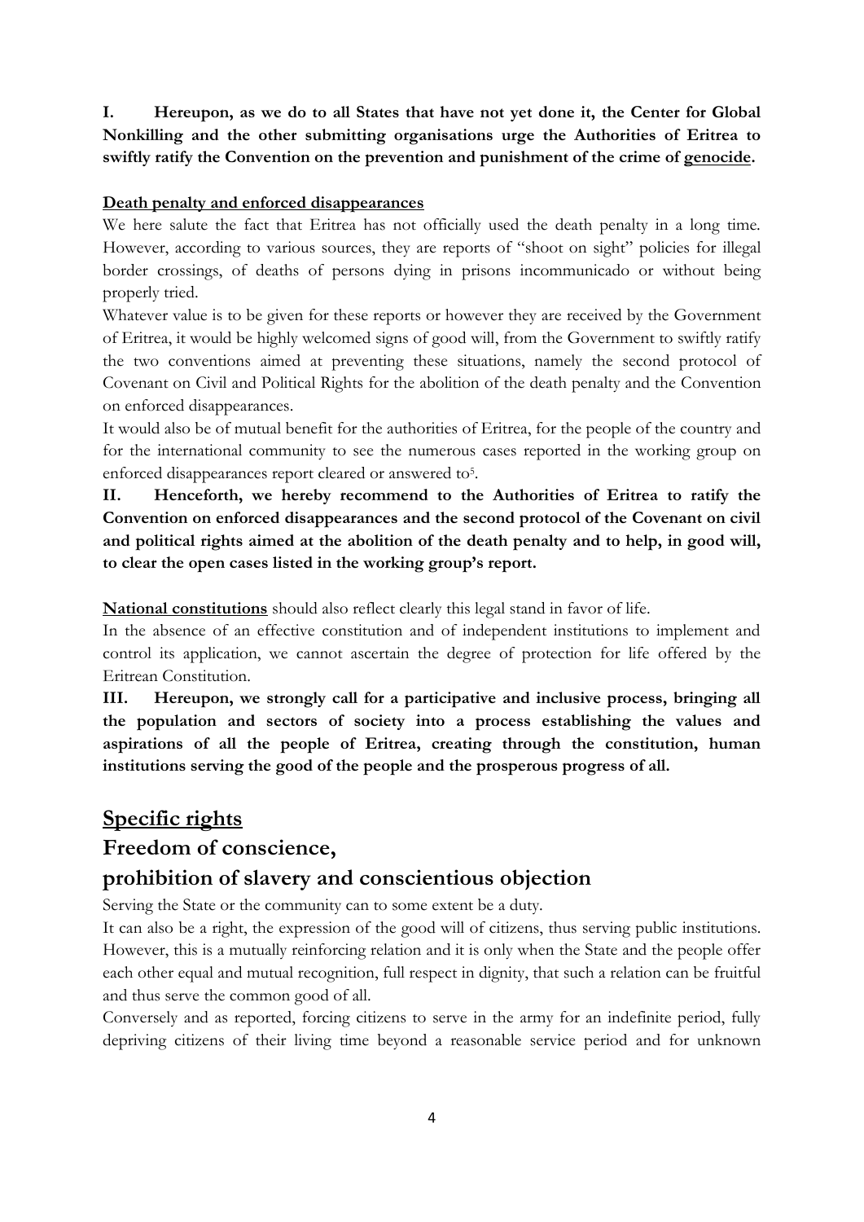**I. Hereupon, as we do to all States that have not yet done it, the Center for Global Nonkilling and the other submitting organisations urge the Authorities of Eritrea to swiftly ratify the Convention on the prevention and punishment of the crime of genocide.**

**Death penalty and enforced disappearances**

We here salute the fact that Eritrea has not officially used the death penalty in a long time. However, according to various sources, they are reports of "shoot on sight" policies for illegal border crossings, of deaths of persons dying in prisons incommunicado or without being properly tried.

Whatever value is to be given for these reports or however they are received by the Government of Eritrea, it would be highly welcomed signs of good will, from the Government to swiftly ratify the two conventions aimed at preventing these situations, namely the second protocol of Covenant on Civil and Political Rights for the abolition of the death penalty and the Convention on enforced disappearances.

It would also be of mutual benefit for the authorities of Eritrea, for the people of the country and for the international community to see the numerous cases reported in the working group on enforced disappearances report cleared or answered to[5].

**II. Henceforth, we hereby recommend to the Authorities of Eritrea to ratify the Convention on enforced disappearances and the second protocol of the Covenant on civil and political rights aimed at the abolition of the death penalty and to help, in good will, to clear the open cases listed in the working group's report.**

**National constitutions** should also reflect clearly this legal stand in favor of life.

In the absence of an effective constitution and of independent institutions to implement and control its application, we cannot ascertain the degree of protection for life offered by the Eritrean Constitution.

**III. Hereupon, we strongly call for a participative and inclusive process, bringing all the population and sectors of society into a process establishing the values and aspirations of all the people of Eritrea, creating through the constitution, human institutions serving the good of the people and the prosperous progress of all.**

## Specific rights

### Freedom of conscience, prohibition of slavery and conscientious objection

Serving the State or the community can to some extent be a duty.

It can also be a right, the expression of the good will of citizens, thus serving public institutions. However, this is a mutually reinforcing relation and it is only when the State and the people offer each other equal and mutual recognition, full respect in dignity, that such a relation can be fruitful and thus serve the common good of all.

Conversely and as reported, forcing citizens to serve in the army for an indefinite period, fully depriving citizens of their living time beyond a reasonable service period and for unknown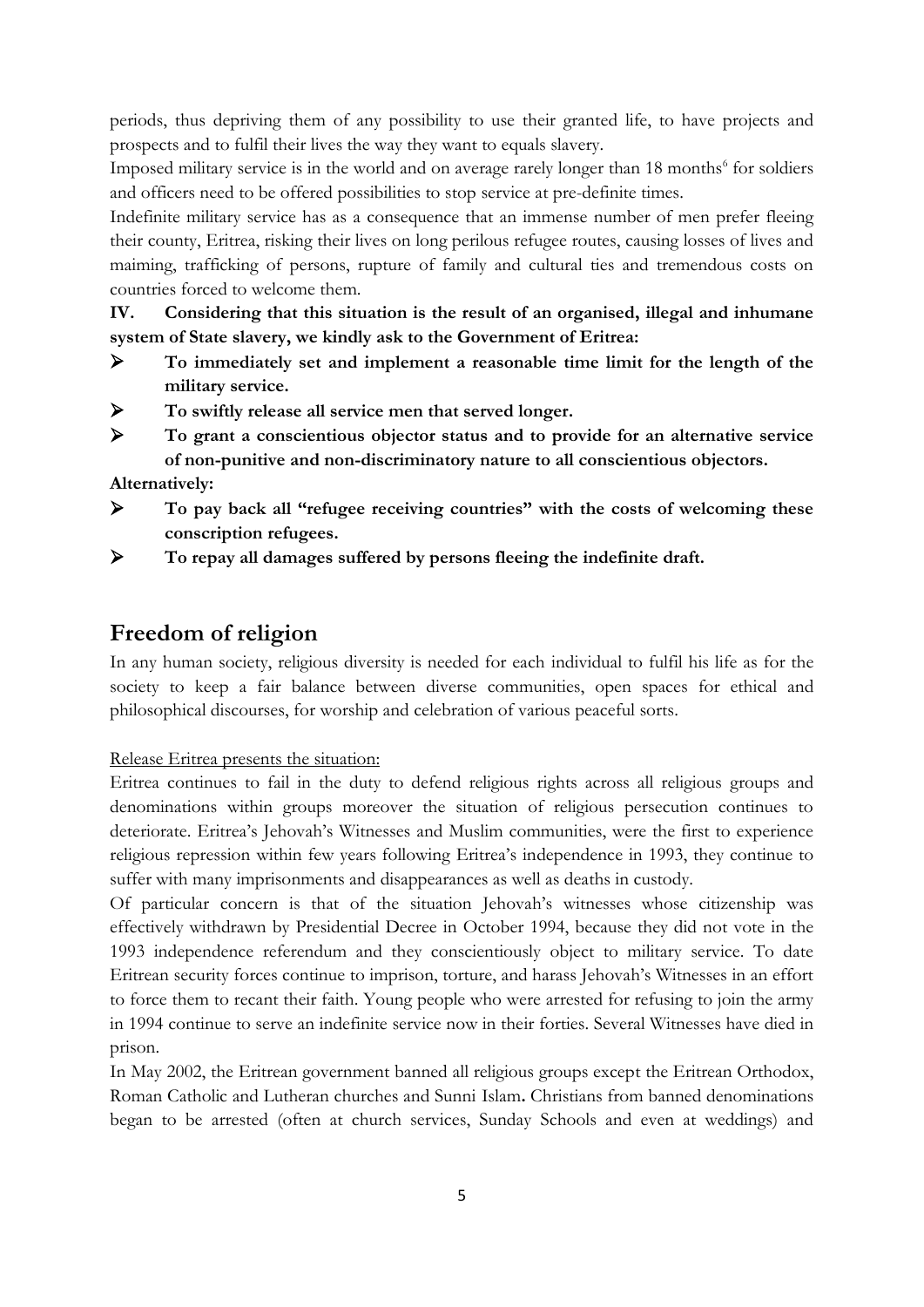periods, thus depriving them of any possibility to use their granted life, to have projects and prospects and to fulfil their lives the way they want to equals slavery.

Imposed military service is in the world and on average rarely longer than 18 months[6] for soldiers and officers need to be offered possibilities to stop service at pre-definite times.

Indefinite military service has as a consequence that an immense number of men prefer fleeing their county, Eritrea, risking their lives on long perilous refugee routes, causing losses of lives and maiming, trafficking of persons, rupture of family and cultural ties and tremendous costs on countries forced to welcome them.

**IV. Considering that this situation is the result of an organised, illegal and inhumane system of State slavery, we kindly ask to the Government of Eritrea:**

- **To immediately set and implement a reasonable time limit for the length of the military service.**
- **To swiftly release all service men that served longer.**
- **To grant a conscientious objector status and to provide for an alternative service of non-punitive and non-discriminatory nature to all conscientious objectors.**

**Alternatively:**

- **To pay back all "refugee receiving countries" with the costs of welcoming these conscription refugees.**
- **To repay all damages suffered by persons fleeing the indefinite draft.**

## Freedom of religion

In any human society, religious diversity is needed for each individual to fulfil his life as for the society to keep a fair balance between diverse communities, open spaces for ethical and philosophical discourses, for worship and celebration of various peaceful sorts.

Release Eritrea presents the situation:

Eritrea continues to fail in the duty to defend religious rights across all religious groups and denominations within groups moreover the situation of religious persecution continues to deteriorate. Eritrea's Jehovah's Witnesses and Muslim communities, were the first to experience religious repression within few years following Eritrea's independence in 1993, they continue to suffer with many imprisonments and disappearances as well as deaths in custody.

Of particular concern is that of the situation Jehovah's witnesses whose citizenship was effectively withdrawn by Presidential Decree in October 1994, because they did not vote in the 1993 independence referendum and they conscientiously object to military service. To date Eritrean security forces continue to imprison, torture, and harass Jehovah's Witnesses in an effort to force them to recant their faith. Young people who were arrested for refusing to join the army in 1994 continue to serve an indefinite service now in their forties. Several Witnesses have died in prison.

In May 2002, the Eritrean government banned all religious groups except the Eritrean Orthodox, Roman Catholic and Lutheran churches and Sunni Islam. Christians from banned denominations began to be arrested (often at church services, Sunday Schools and even at weddings) and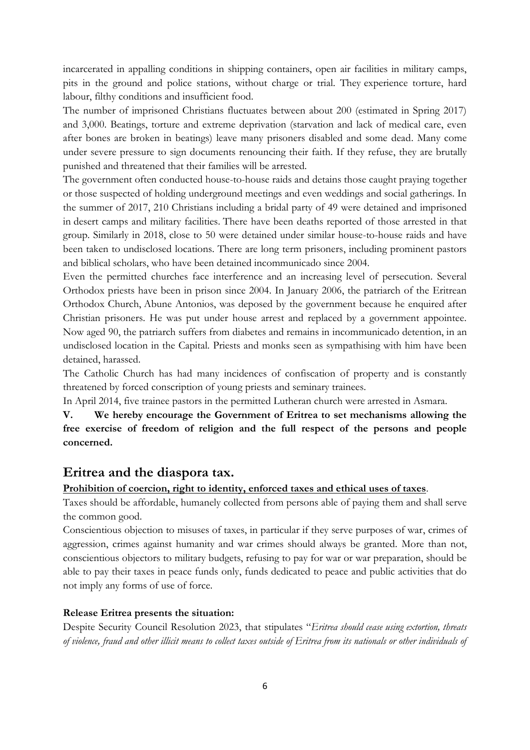incarcerated in appalling conditions in shipping containers, open air facilities in military camps, pits in the ground and police stations, without charge or trial. They experience torture, hard labour, filthy conditions and insufficient food.

The number of imprisoned Christians fluctuates between about 200 (estimated in Spring 2017) and 3,000. Beatings, torture and extreme deprivation (starvation and lack of medical care, even after bones are broken in beatings) leave many prisoners disabled and some dead. Many come under severe pressure to sign documents renouncing their faith. If they refuse, they are brutally punished and threatened that their families will be arrested.

The government often conducted house-to-house raids and detains those caught praying together or those suspected of holding underground meetings and even weddings and social gatherings. In the summer of 2017, 210 Christians including a bridal party of 49 were detained and imprisoned in desert camps and military facilities. There have been deaths reported of those arrested in that group. Similarly in 2018, close to 50 were detained under similar house-to-house raids and have been taken to undisclosed locations. There are long term prisoners, including prominent pastors and biblical scholars, who have been detained incommunicado since 2004.

Even the permitted churches face interference and an increasing level of persecution. Several Orthodox priests have been in prison since 2004. In January 2006, the patriarch of the Eritrean Orthodox Church, Abune Antonios, was deposed by the government because he enquired after Christian prisoners. He was put under house arrest and replaced by a government appointee. Now aged 90, the patriarch suffers from diabetes and remains in incommunicado detention, in an undisclosed location in the Capital. Priests and monks seen as sympathising with him have been detained, harassed.

The Catholic Church has had many incidences of confiscation of property and is constantly threatened by forced conscription of young priests and seminary trainees.

In April 2014, five trainee pastors in the permitted Lutheran church were arrested in Asmara.

**V. We hereby encourage the Government of Eritrea to set mechanisms allowing the free exercise of freedom of religion and the full respect of the persons and people concerned.**

## Eritrea and the diaspora tax.

**Prohibition of coercion, right to identity, enforced taxes and ethical uses of taxes**.

Taxes should be affordable, humanely collected from persons able of paying them and shall serve the common good.

Conscientious objection to misuses of taxes, in particular if they serve purposes of war, crimes of aggression, crimes against humanity and war crimes should always be granted. More than not, conscientious objectors to military budgets, refusing to pay for war or war preparation, should be able to pay their taxes in peace funds only, funds dedicated to peace and public activities that do not imply any forms of use of force.

**Release Eritrea presents the situation:**

Despite Security Council Resolution 2023, that stipulates "*Eritrea should cease using extortion, threats of violence, fraud and other illicit means to collect taxes outside of Eritrea from its nationals or other individuals of*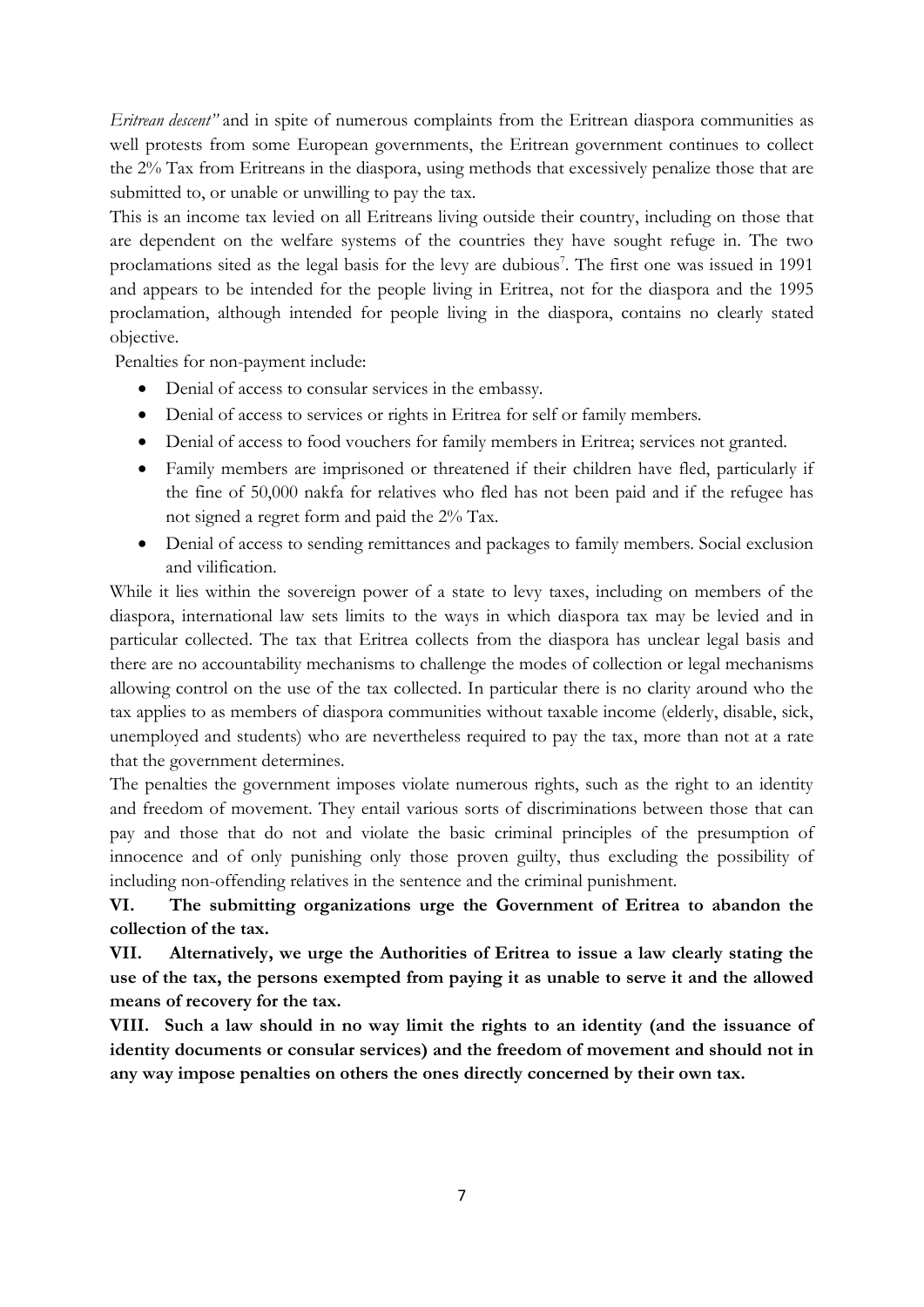*Eritrean descent"* and in spite of numerous complaints from the Eritrean diaspora communities as well protests from some European governments, the Eritrean government continues to collect the 2% Tax from Eritreans in the diaspora, using methods that excessively penalize those that are submitted to, or unable or unwilling to pay the tax.

This is an income tax levied on all Eritreans living outside their country, including on those that are dependent on the welfare systems of the countries they have sought refuge in. The two proclamations sited as the legal basis for the levy are dubious[7]. The first one was issued in 1991 and appears to be intended for the people living in Eritrea, not for the diaspora and the 1995 proclamation, although intended for people living in the diaspora, contains no clearly stated objective.

Penalties for non-payment include:

- Denial of access to consular services in the embassy.
- Denial of access to services or rights in Eritrea for self or family members.
- Denial of access to food vouchers for family members in Eritrea; services not granted.
- Family members are imprisoned or threatened if their children have fled, particularly if the fine of 50,000 nakfa for relatives who fled has not been paid and if the refugee has not signed a regret form and paid the 2% Tax.
- Denial of access to sending remittances and packages to family members. Social exclusion and vilification.

While it lies within the sovereign power of a state to levy taxes, including on members of the diaspora, international law sets limits to the ways in which diaspora tax may be levied and in particular collected. The tax that Eritrea collects from the diaspora has unclear legal basis and there are no accountability mechanisms to challenge the modes of collection or legal mechanisms allowing control on the use of the tax collected. In particular there is no clarity around who the tax applies to as members of diaspora communities without taxable income (elderly, disable, sick, unemployed and students) who are nevertheless required to pay the tax, more than not at a rate that the government determines.

The penalties the government imposes violate numerous rights, such as the right to an identity and freedom of movement. They entail various sorts of discriminations between those that can pay and those that do not and violate the basic criminal principles of the presumption of innocence and of only punishing only those proven guilty, thus excluding the possibility of including non-offending relatives in the sentence and the criminal punishment.

**VI. The submitting organizations urge the Government of Eritrea to abandon the collection of the tax.**

**VII. Alternatively, we urge the Authorities of Eritrea to issue a law clearly stating the use of the tax, the persons exempted from paying it as unable to serve it and the allowed means of recovery for the tax.**

**VIII. Such a law should in no way limit the rights to an identity (and the issuance of identity documents or consular services) and the freedom of movement and should not in any way impose penalties on others the ones directly concerned by their own tax.**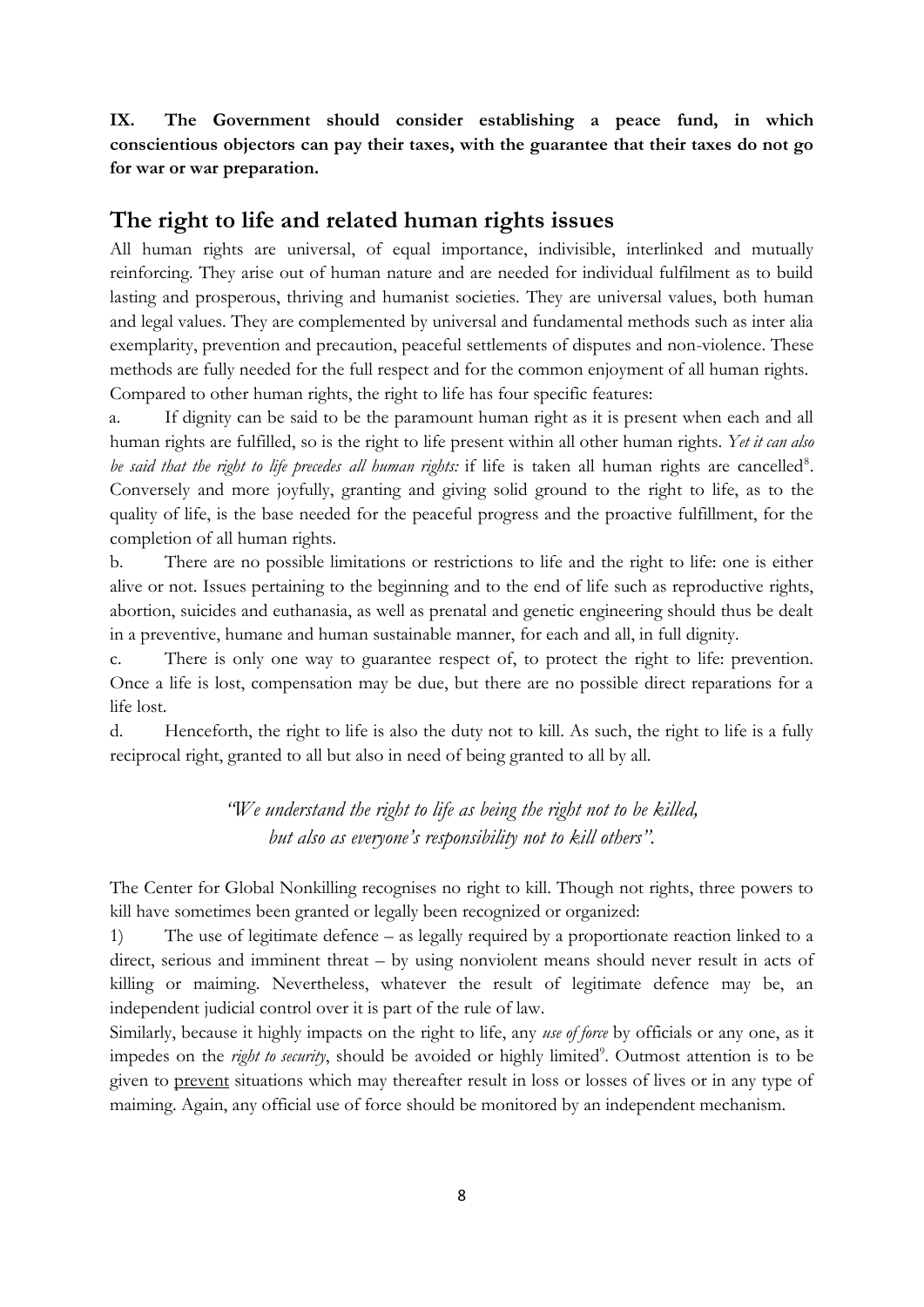**IX. The Government should consider establishing a peace fund, in which conscientious objectors can pay their taxes, with the guarantee that their taxes do not go for war or war preparation.**

## The right to life and related human rights issues

All human rights are universal, of equal importance, indivisible, interlinked and mutually reinforcing. They arise out of human nature and are needed for individual fulfilment as to build lasting and prosperous, thriving and humanist societies. They are universal values, both human and legal values. They are complemented by universal and fundamental methods such as inter alia exemplarity, prevention and precaution, peaceful settlements of disputes and non-violence. These methods are fully needed for the full respect and for the common enjoyment of all human rights.

Compared to other human rights, the right to life has four specific features:

a. If dignity can be said to be the paramount human right as it is present when each and all human rights are fulfilled, so is the right to life present within all other human rights. *Yet it can also be said that the right to life precedes all human rights:* if life is taken all human rights are cancelled[8]. Conversely and more joyfully, granting and giving solid ground to the right to life, as to the quality of life, is the base needed for the peaceful progress and the proactive fulfillment, for the completion of all human rights.

b. There are no possible limitations or restrictions to life and the right to life: one is either alive or not. Issues pertaining to the beginning and to the end of life such as reproductive rights, abortion, suicides and euthanasia, as well as prenatal and genetic engineering should thus be dealt in a preventive, humane and human sustainable manner, for each and all, in full dignity.

c. There is only one way to guarantee respect of, to protect the right to life: prevention. Once a life is lost, compensation may be due, but there are no possible direct reparations for a life lost.

d. Henceforth, the right to life is also the duty not to kill. As such, the right to life is a fully reciprocal right, granted to all but also in need of being granted to all by all.

*"We understand the right to life as being the right not to be killed, but also as everyone's responsibility not to kill others".*

The Center for Global Nonkilling recognises no right to kill. Though not rights, three powers to kill have sometimes been granted or legally been recognized or organized:

1) The use of legitimate defence – as legally required by a proportionate reaction linked to a direct, serious and imminent threat – by using nonviolent means should never result in acts of killing or maiming. Nevertheless, whatever the result of legitimate defence may be, an independent judicial control over it is part of the rule of law.

Similarly, because it highly impacts on the right to life, any *use of force* by officials or any one, as it impedes on the *right to security*, should be avoided or highly limited[9]. Outmost attention is to be given to prevent situations which may thereafter result in loss or losses of lives or in any type of maiming. Again, any official use of force should be monitored by an independent mechanism.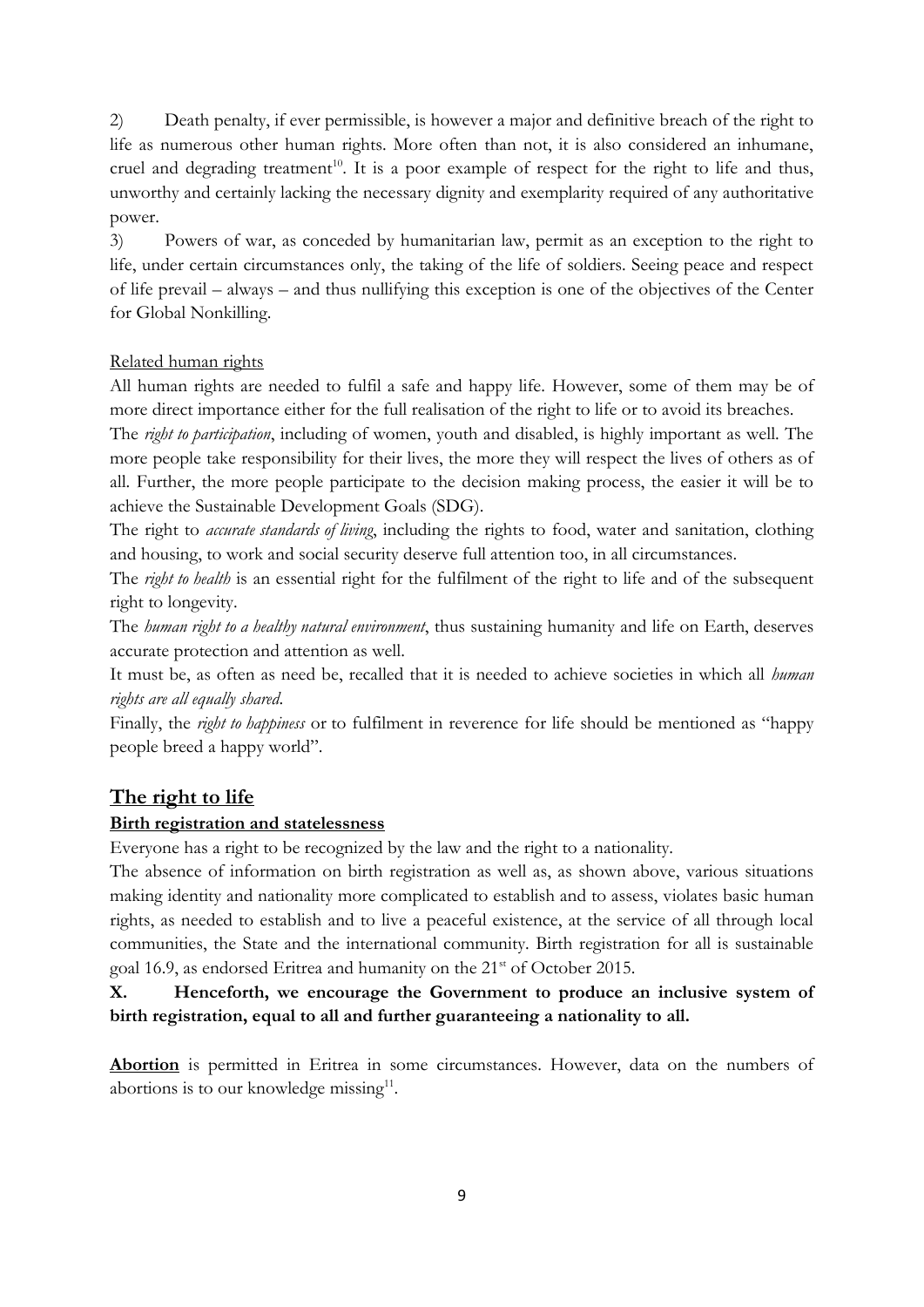2) Death penalty, if ever permissible, is however a major and definitive breach of the right to life as numerous other human rights. More often than not, it is also considered an inhumane, cruel and degrading treatment[10]. It is a poor example of respect for the right to life and thus, unworthy and certainly lacking the necessary dignity and exemplarity required of any authoritative power.

3) Powers of war, as conceded by humanitarian law, permit as an exception to the right to life, under certain circumstances only, the taking of the life of soldiers. Seeing peace and respect of life prevail – always – and thus nullifying this exception is one of the objectives of the Center for Global Nonkilling.

<u>Related human rights</u>

All human rights are needed to fulfil a safe and happy life. However, some of them may be of more direct importance either for the full realisation of the right to life or to avoid its breaches.

The *right to participation*, including of women, youth and disabled, is highly important as well. The more people take responsibility for their lives, the more they will respect the lives of others as of all. Further, the more people participate to the decision making process, the easier it will be to achieve the Sustainable Development Goals (SDG).

The right to *accurate standards of living*, including the rights to food, water and sanitation, clothing and housing, to work and social security deserve full attention too, in all circumstances.

The *right to health* is an essential right for the fulfilment of the right to life and of the subsequent right to longevity.

The *human right to a healthy natural environment*, thus sustaining humanity and life on Earth, deserves accurate protection and attention as well.

It must be, as often as need be, recalled that it is needed to achieve societies in which all *human rights are all equally shared*.

Finally, the *right to happiness* or to fulfilment in reverence for life should be mentioned as "happy people breed a happy world".

## The right to life

### Birth registration and statelessness

Everyone has a right to be recognized by the law and the right to a nationality.

The absence of information on birth registration as well as, as shown above, various situations making identity and nationality more complicated to establish and to assess, violates basic human rights, as needed to establish and to live a peaceful existence, at the service of all through local communities, the State and the international community. Birth registration for all is sustainable goal 16.9, as endorsed Eritrea and humanity on the 21st of October 2015.

**X. Henceforth, we encourage the Government to produce an inclusive system of birth registration, equal to all and further guaranteeing a nationality to all.**

**<u>Abortion</u>** is permitted in Eritrea in some circumstances. However, data on the numbers of abortions is to our knowledge missing[11].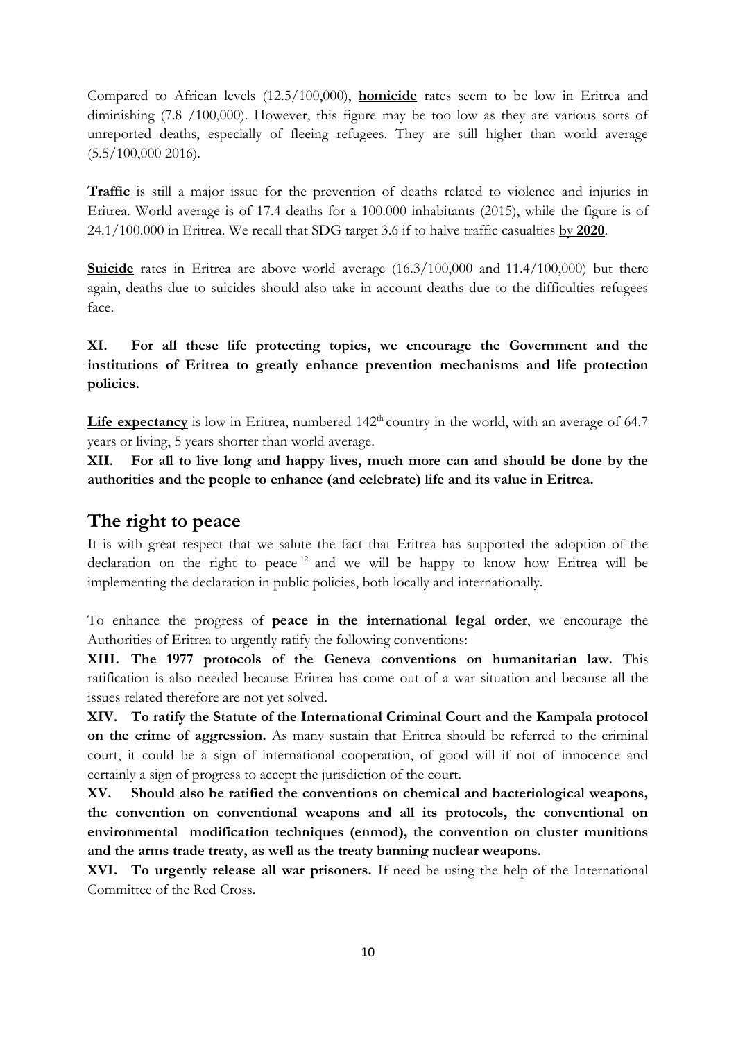Compared to African levels (12.5/100,000), **homicide** rates seem to be low in Eritrea and diminishing (7.8 /100,000). However, this figure may be too low as they are various sorts of unreported deaths, especially of fleeing refugees. They are still higher than world average (5.5/100,000 2016).

**Traffic** is still a major issue for the prevention of deaths related to violence and injuries in Eritrea. World average is of 17.4 deaths for a 100.000 inhabitants (2015), while the figure is of 24.1/100.000 in Eritrea. We recall that SDG target 3.6 if to halve traffic casualties by **2020**.

**Suicide** rates in Eritrea are above world average (16.3/100,000 and 11.4/100,000) but there again, deaths due to suicides should also take in account deaths due to the difficulties refugees face.

**XI. For all these life protecting topics, we encourage the Government and the institutions of Eritrea to greatly enhance prevention mechanisms and life protection policies.**

**Life expectancy** is low in Eritrea, numbered 142th country in the world, with an average of 64.7 years or living, 5 years shorter than world average.

**XII. For all to live long and happy lives, much more can and should be done by the authorities and the people to enhance (and celebrate) life and its value in Eritrea.**

## The right to peace

It is with great respect that we salute the fact that Eritrea has supported the adoption of the declaration on the right to peace [12] and we will be happy to know how Eritrea will be implementing the declaration in public policies, both locally and internationally.

To enhance the progress of **peace in the international legal order**, we encourage the Authorities of Eritrea to urgently ratify the following conventions:

**XIII. The 1977 protocols of the Geneva conventions on humanitarian law.** This ratification is also needed because Eritrea has come out of a war situation and because all the issues related therefore are not yet solved.

**XIV. To ratify the Statute of the International Criminal Court and the Kampala protocol on the crime of aggression.** As many sustain that Eritrea should be referred to the criminal court, it could be a sign of international cooperation, of good will if not of innocence and certainly a sign of progress to accept the jurisdiction of the court.

**XV. Should also be ratified the conventions on chemical and bacteriological weapons, the convention on conventional weapons and all its protocols, the conventional on environmental modification techniques (enmod), the convention on cluster munitions and the arms trade treaty, as well as the treaty banning nuclear weapons.**

**XVI. To urgently release all war prisoners.** If need be using the help of the International Committee of the Red Cross.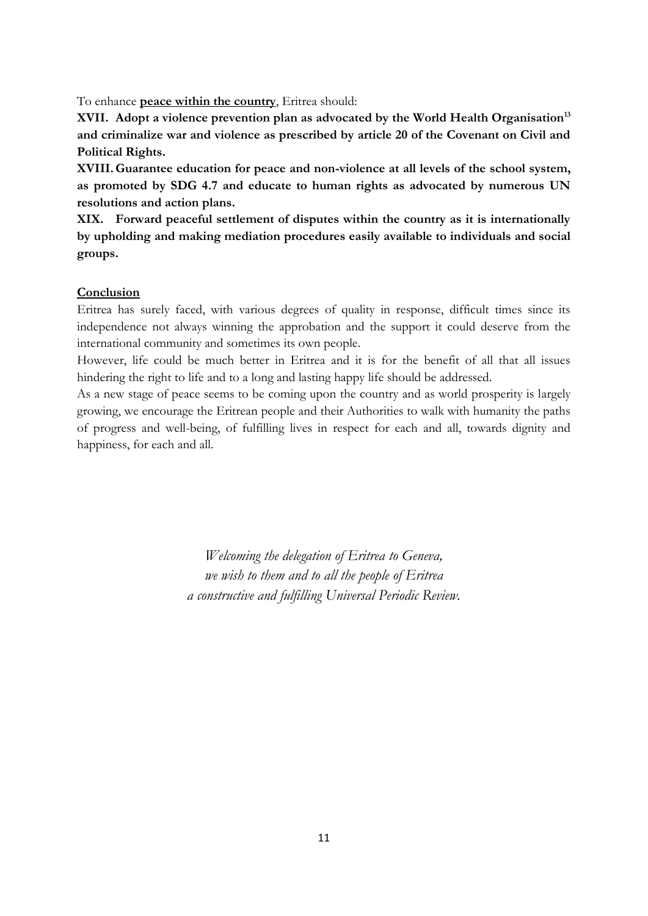To enhance **peace within the country**, Eritrea should:

**XVII. Adopt a violence prevention plan as advocated by the World Health Organisation[13] and criminalize war and violence as prescribed by article 20 of the Covenant on Civil and Political Rights.**

**XVIII. Guarantee education for peace and non-violence at all levels of the school system, as promoted by SDG 4.7 and educate to human rights as advocated by numerous UN resolutions and action plans.**

**XIX. Forward peaceful settlement of disputes within the country as it is internationally by upholding and making mediation procedures easily available to individuals and social groups.**

## Conclusion

Eritrea has surely faced, with various degrees of quality in response, difficult times since its independence not always winning the approbation and the support it could deserve from the international community and sometimes its own people.

However, life could be much better in Eritrea and it is for the benefit of all that all issues hindering the right to life and to a long and lasting happy life should be addressed.

As a new stage of peace seems to be coming upon the country and as world prosperity is largely growing, we encourage the Eritrean people and their Authorities to walk with humanity the paths of progress and well-being, of fulfilling lives in respect for each and all, towards dignity and happiness, for each and all.

*Welcoming the delegation of Eritrea to Geneva,*
*we wish to them and to all the people of Eritrea*
*a constructive and fulfilling Universal Periodic Review.*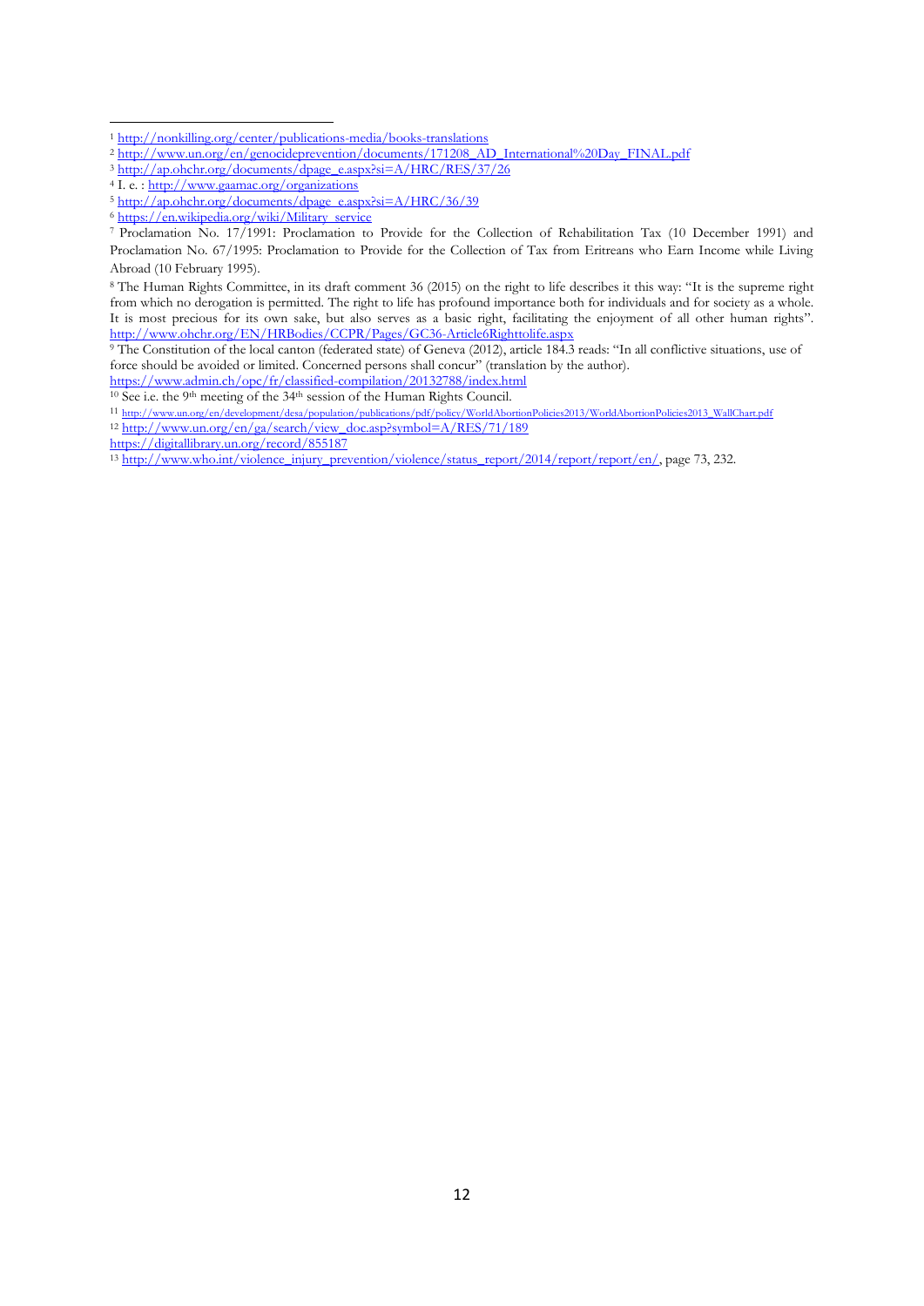[1] http://nonkilling.org/center/publications-media/books-translations

[2] http://www.un.org/en/genocideprevention/documents/171208_AD_International%20Day_FINAL.pdf

[3] http://ap.ohchr.org/documents/dpage_e.aspx?si=A/HRC/RES/37/26

[4] I. e. : http://www.gaamac.org/organizations

[5] http://ap.ohchr.org/documents/dpage_e.aspx?si=A/HRC/36/39

[6] https://en.wikipedia.org/wiki/Military_service

[7] Proclamation No. 17/1991: Proclamation to Provide for the Collection of Rehabilitation Tax (10 December 1991) and Proclamation No. 67/1995: Proclamation to Provide for the Collection of Tax from Eritreans who Earn Income while Living Abroad (10 February 1995).

[8] The Human Rights Committee, in its draft comment 36 (2015) on the right to life describes it this way: "It is the supreme right from which no derogation is permitted. The right to life has profound importance both for individuals and for society as a whole. It is most precious for its own sake, but also serves as a basic right, facilitating the enjoyment of all other human rights". http://www.ohchr.org/EN/HRBodies/CCPR/Pages/GC36-Article6Righttolife.aspx

[9] The Constitution of the local canton (federated state) of Geneva (2012), article 184.3 reads: "In all conflictive situations, use of force should be avoided or limited. Concerned persons shall concur" (translation by the author). https://www.admin.ch/opc/fr/classified-compilation/20132788/index.html

[10] See i.e. the 9th meeting of the 34th session of the Human Rights Council.

[11] http://www.un.org/en/development/desa/population/publications/pdf/policy/WorldAbortionPolicies2013/WorldAbortionPolicies2013_WallChart.pdf

[12] http://www.un.org/en/ga/search/view_doc.asp?symbol=A/RES/71/189
https://digitallibrary.un.org/record/855187

[13] http://www.who.int/violence_injury_prevention/violence/status_report/2014/report/report/en/, page 73, 232.